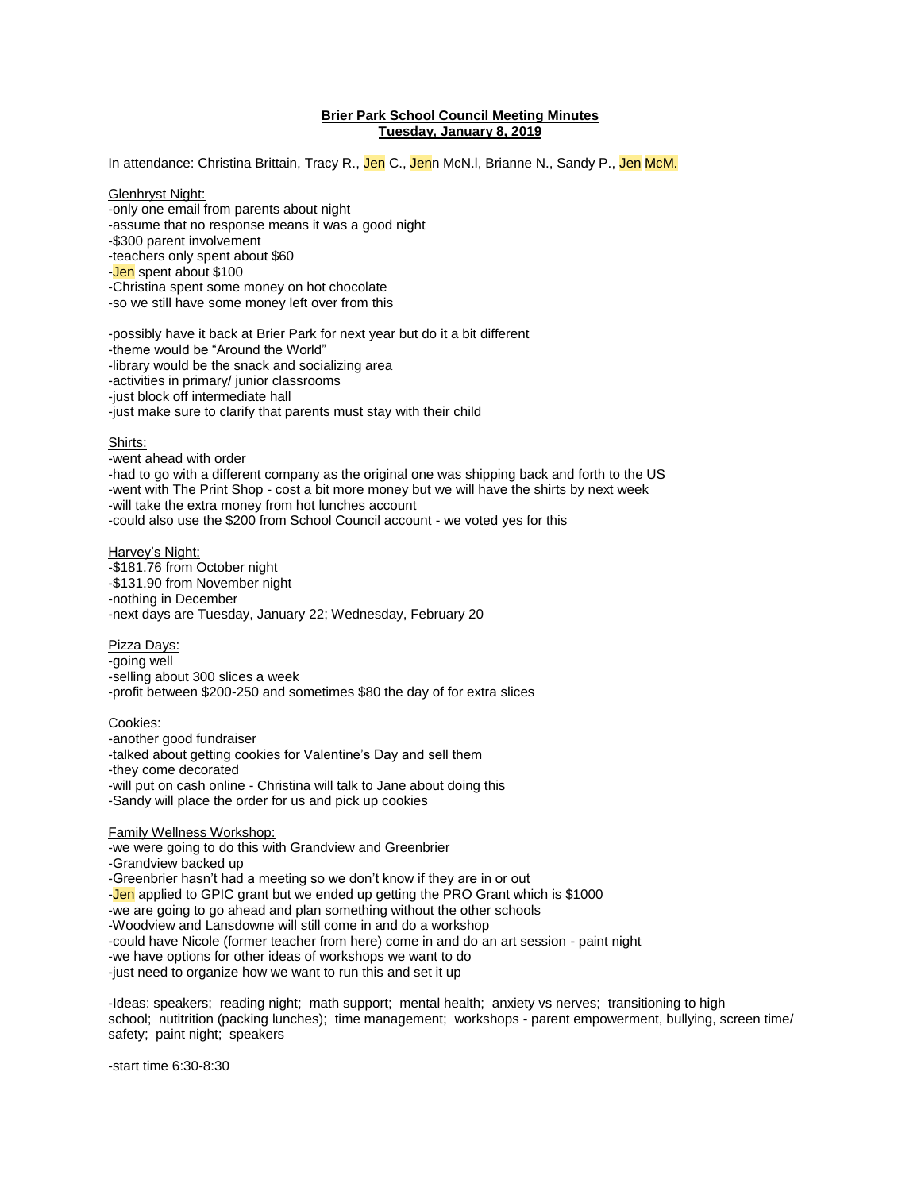**Brier Park School Council Meeting Minutes**
**Tuesday, January 8, 2019**

In attendance: Christina Brittain, Tracy R., Jen C., Jenn McN.l, Brianne N., Sandy P., Jen McM.

Glenhryst Night:
- only one email from parents about night
- assume that no response means it was a good night
- $300 parent involvement
- teachers only spent about $60
- Jen spent about $100
- Christina spent some money on hot chocolate
- so we still have some money left over from this

- possibly have it back at Brier Park for next year but do it a bit different
- theme would be "Around the World"
- library would be the snack and socializing area
- activities in primary/ junior classrooms
- just block off intermediate hall
- just make sure to clarify that parents must stay with their child

Shirts:
- went ahead with order
- had to go with a different company as the original one was shipping back and forth to the US
- went with The Print Shop - cost a bit more money but we will have the shirts by next week
- will take the extra money from hot lunches account
- could also use the $200 from School Council account - we voted yes for this

Harvey's Night:
- $181.76 from October night
- $131.90 from November night
- nothing in December
- next days are Tuesday, January 22; Wednesday, February 20

Pizza Days:
- going well
- selling about 300 slices a week
- profit between $200-250 and sometimes $80 the day of for extra slices

Cookies:
- another good fundraiser
- talked about getting cookies for Valentine's Day and sell them
- they come decorated
- will put on cash online - Christina will talk to Jane about doing this
- Sandy will place the order for us and pick up cookies

Family Wellness Workshop:
- we were going to do this with Grandview and Greenbrier
- Grandview backed up
- Greenbrier hasn't had a meeting so we don't know if they are in or out
- Jen applied to GPIC grant but we ended up getting the PRO Grant which is $1000
- we are going to go ahead and plan something without the other schools
- Woodview and Lansdowne will still come in and do a workshop
- could have Nicole (former teacher from here) come in and do an art session - paint night
- we have options for other ideas of workshops we want to do
- just need to organize how we want to run this and set it up

-Ideas: speakers; reading night; math support; mental health; anxiety vs nerves; transitioning to high school; nutitrition (packing lunches); time management; workshops - parent empowerment, bullying, screen time/ safety; paint night; speakers

-start time 6:30-8:30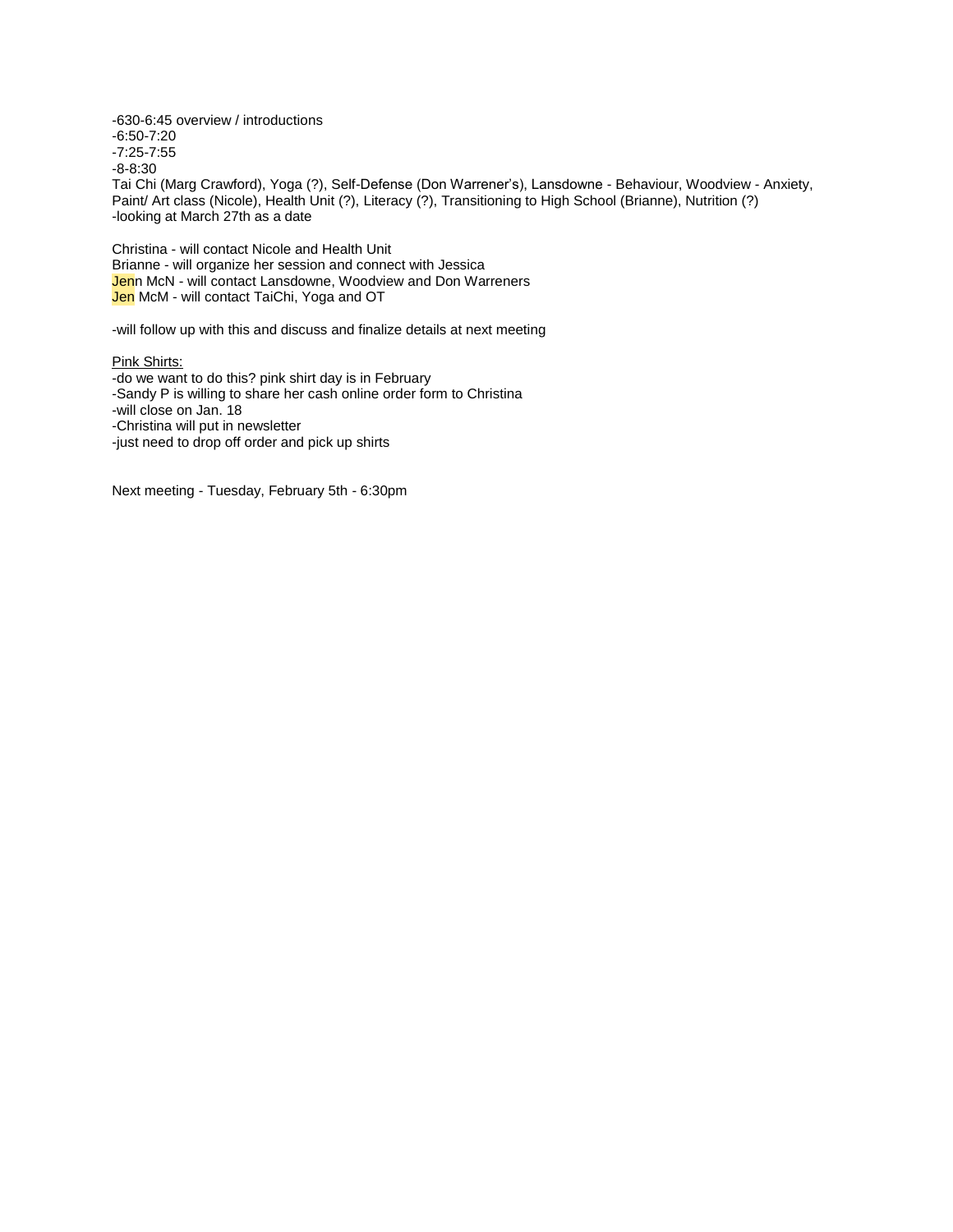-630-6:45 overview / introductions
-6:50-7:20
-7:25-7:55
-8-8:30
Tai Chi (Marg Crawford), Yoga (?), Self-Defense (Don Warrener's), Lansdowne - Behaviour, Woodview - Anxiety, Paint/ Art class (Nicole), Health Unit (?), Literacy (?), Transitioning to High School (Brianne), Nutrition (?)
-looking at March 27th as a date

Christina - will contact Nicole and Health Unit
Brianne - will organize her session and connect with Jessica
Jenn McN - will contact Lansdowne, Woodview and Don Warreners
Jen McM - will contact TaiChi, Yoga and OT

-will follow up with this and discuss and finalize details at next meeting

<u>Pink Shirts:</u>
-do we want to do this? pink shirt day is in February
-Sandy P is willing to share her cash online order form to Christina
-will close on Jan. 18
-Christina will put in newsletter
-just need to drop off order and pick up shirts

Next meeting - Tuesday, February 5th - 6:30pm